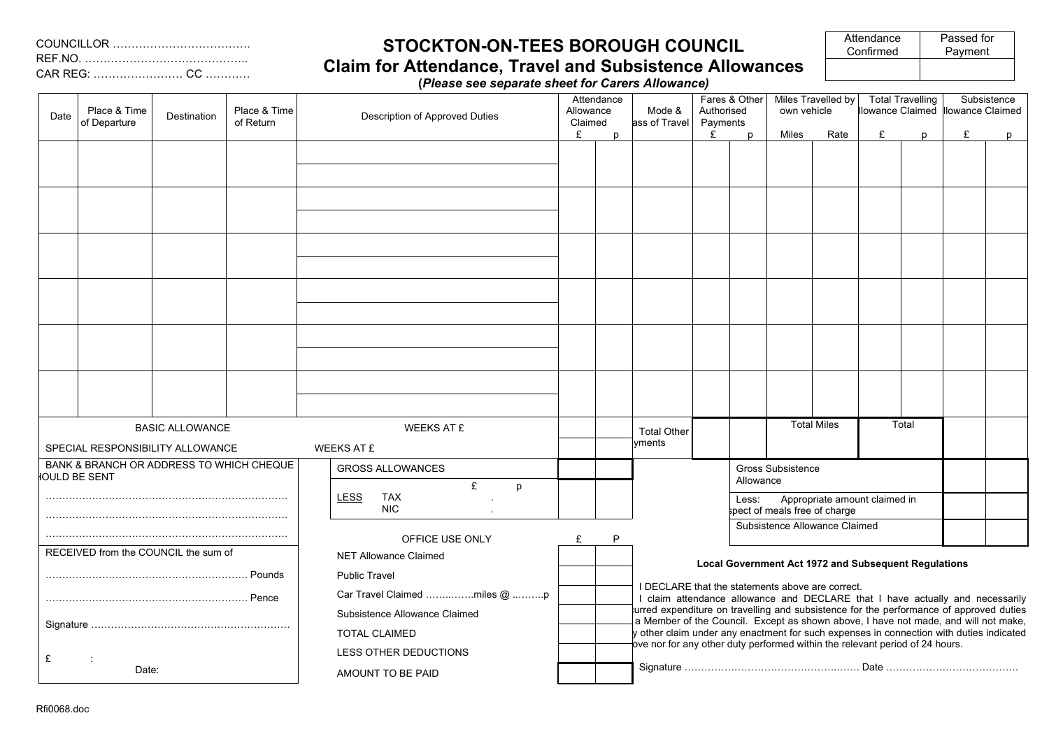COUNCILLOR ……………………………….
REF.NO. ……………………………………..
CAR REG: …………………… CC …………

# STOCKTON-ON-TEES BOROUGH COUNCIL

## Claim for Attendance, Travel and Subsistence Allowances

**(*Please see separate sheet for Carers Allowance*)**

| Attendance Confirmed | Passed for Payment |
|---|---|
| | |

| Date | Place & Time of Departure | Destination | Place & Time of Return | Description of Approved Duties | Attendance Allowance Claimed £ | p | Mode & Class of Travel | Fares & Other Authorised Payments £ | p | Miles Travelled by own vehicle Miles | Rate | Total Travelling Allowance Claimed £ | p | Subsistence Allowance Claimed £ | p |
|---|---|---|---|---|---|---|---|---|---|---|---|---|---|---|---|
| | | | | | | | | | | | | | | | |
| | | | | | | | | | | | | | | | |
| | | | | | | | | | | | | | | | |
| | | | | | | | | | | | | | | | |
| | | | | | | | | | | | | | | | |
| | | | | | | | | | | | | | | | |
| BASIC ALLOWANCE | | | | WEEKS AT £ | | | Total Other Payments | | | Total Miles | | Total | | | |
| SPECIAL RESPONSIBILITY ALLOWANCE | | | | WEEKS AT £ | | | | | | | | | | | |

BANK & BRANCH OR ADDRESS TO WHICH CHEQUE SHOULD BE SENT

………………………………………………………………
………………………………………………………………
………………………………………………………………

RECEIVED from the COUNCIL the sum of

…………………………………………………… Pounds

…………………………………………………… Pence

Signature ……………………………………………………

£ :
Date:

| | £ | p |
|---|---|---|
| GROSS ALLOWANCES | | |
| LESS TAX . | | |
| NIC . | | |

| OFFICE USE ONLY | £ | P |
|---|---|---|
| NET Allowance Claimed | | |
| Public Travel | | |
| Car Travel Claimed ……..…….miles @ ..……..p | | |
| Subsistence Allowance Claimed | | |
| TOTAL CLAIMED | | |
| LESS OTHER DEDUCTIONS | | |
| AMOUNT TO BE PAID | | |

| | £ | p |
|---|---|---|
| Gross Subsistence Allowance | | |
| Less: Appropriate amount claimed in respect of meals free of charge | | |
| Subsistence Allowance Claimed | | |

**Local Government Act 1972 and Subsequent Regulations**

I DECLARE that the statements above are correct.
I claim attendance allowance and DECLARE that I have actually and necessarily incurred expenditure on travelling and subsistence for the performance of approved duties as a Member of the Council. Except as shown above, I have not made, and will not make, any other claim under any enactment for such expenses in connection with duties indicated above nor for any other duty performed within the relevant period of 24 hours.

Signature ……………………………………….…… Date …………………………………

Rfi0068.doc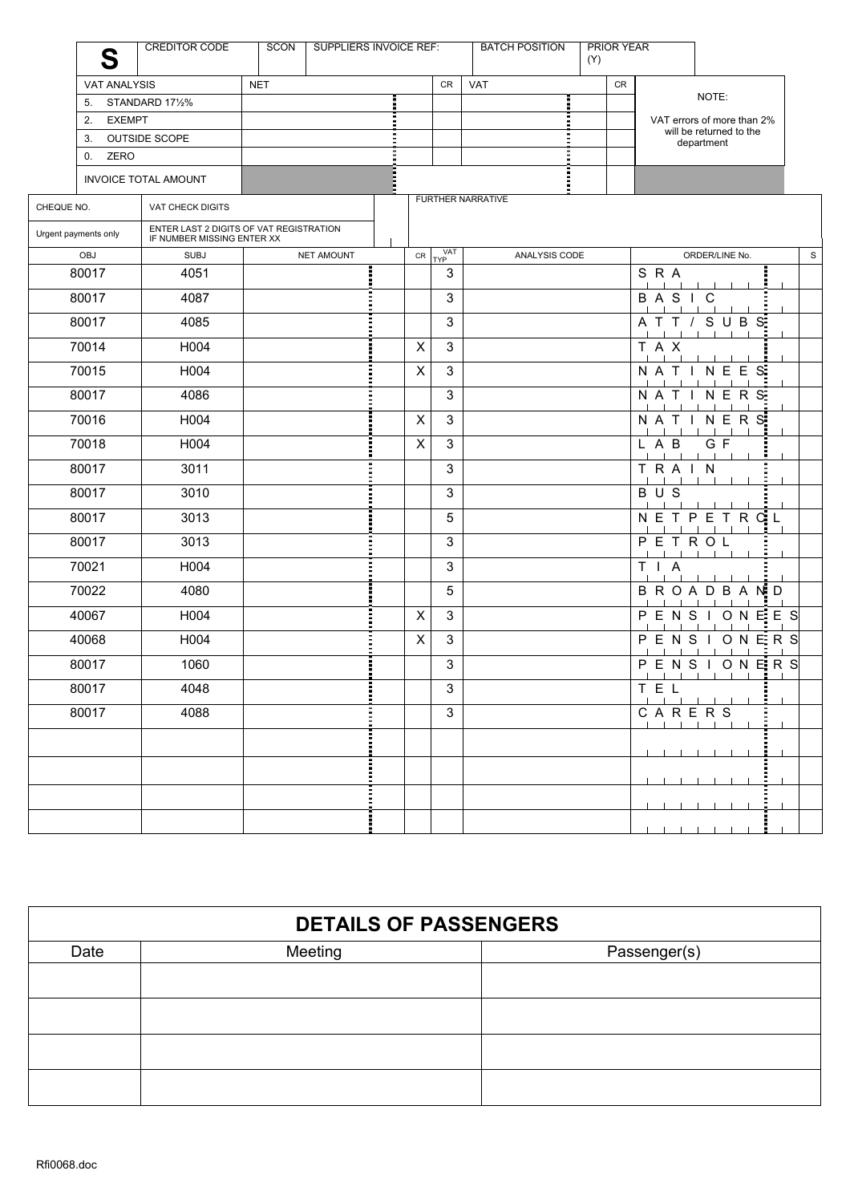| S | CREDITOR CODE | SCON | SUPPLIERS INVOICE REF: | BATCH POSITION | PRIOR YEAR (Y) |
|---|---|---|---|---|---|
| | | | | | |

| VAT ANALYSIS | NET | CR | VAT | CR |
|---|---|---|---|---|
| 5. STANDARD 17½% | | | | |
| 2. EXEMPT | | | | |
| 3. OUTSIDE SCOPE | | | | |
| 0. ZERO | | | | |
| INVOICE TOTAL AMOUNT | | | | |

NOTE:

VAT errors of more than 2% will be returned to the department

| CHEQUE NO. | VAT CHECK DIGITS | | FURTHER NARRATIVE |
|---|---|---|---|
| Urgent payments only | ENTER LAST 2 DIGITS OF VAT REGISTRATION IF NUMBER MISSING ENTER XX | | |

| OBJ | SUBJ | NET AMOUNT | CR | VAT TYP | ANALYSIS CODE | ORDER/LINE No. | S |
|---|---|---|---|---|---|---|---|
| 80017 | 4051 | | | 3 | | SRA | |
| 80017 | 4087 | | | 3 | | BASIC | |
| 80017 | 4085 | | | 3 | | ATT/SUBS | |
| 70014 | H004 | | X | 3 | | TAX | |
| 70015 | H004 | | X | 3 | | NAT I NEES | |
| 80017 | 4086 | | | 3 | | NAT I NERS | |
| 70016 | H004 | | X | 3 | | NAT I NERS | |
| 70018 | H004 | | X | 3 | | LAB GF | |
| 80017 | 3011 | | | 3 | | TRAIN | |
| 80017 | 3010 | | | 3 | | BUS | |
| 80017 | 3013 | | | 5 | | NETPETROL | |
| 80017 | 3013 | | | 3 | | PETROL | |
| 70021 | H004 | | | 3 | | TIA | |
| 70022 | 4080 | | | 5 | | BROADBAND | |
| 40067 | H004 | | X | 3 | | PENSIONEES | |
| 40068 | H004 | | X | 3 | | PENSIONERS | |
| 80017 | 1060 | | | 3 | | PENSIONERS | |
| 80017 | 4048 | | | 3 | | TEL | |
| 80017 | 4088 | | | 3 | | CARERS | |
| | | | | | | | |
| | | | | | | | |
| | | | | | | | |
| | | | | | | | |

## DETAILS OF PASSENGERS

| Date | Meeting | Passenger(s) |
|---|---|---|
| | | |
| | | |
| | | |
| | | |

Rfi0068.doc